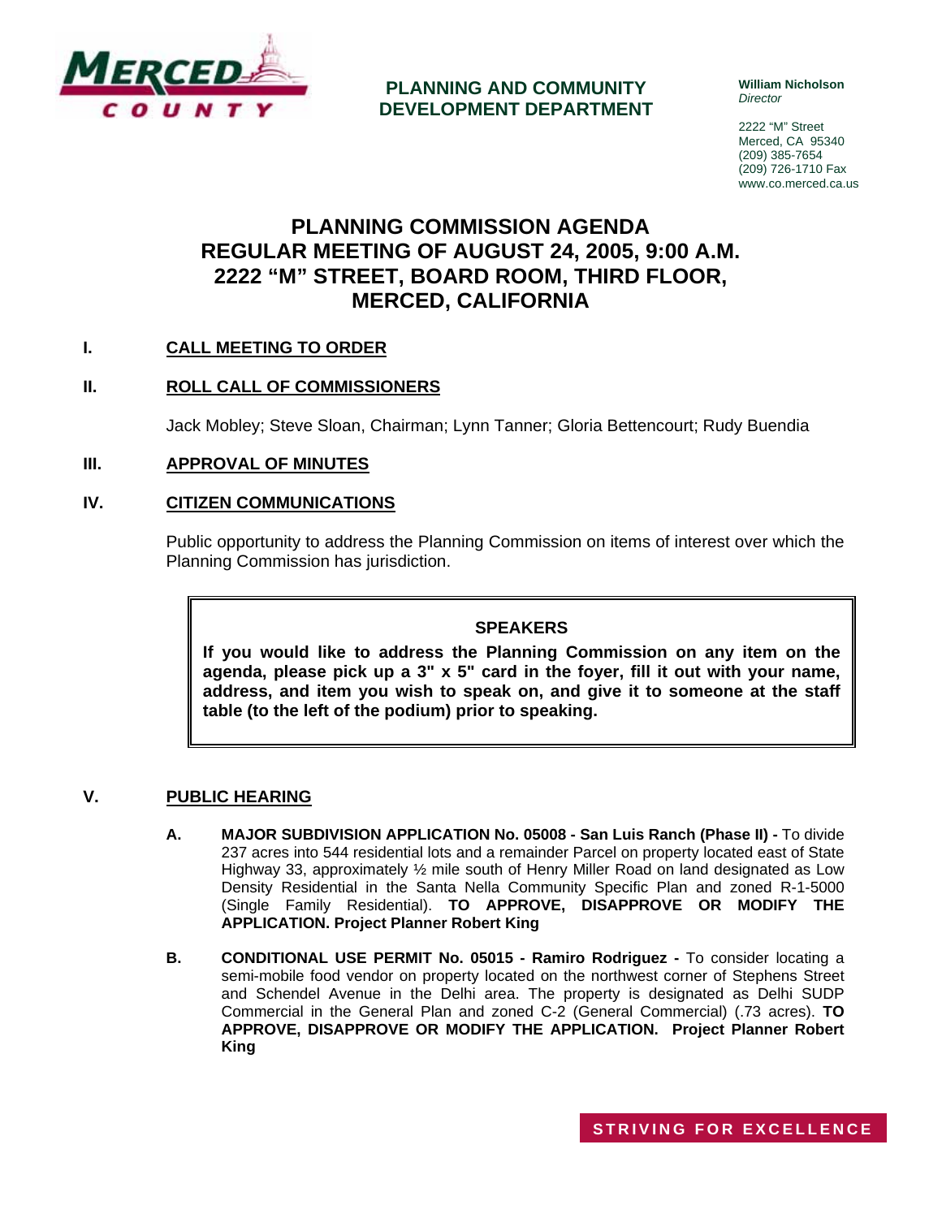MERCED COUNTY

**PLANNING AND COMMUNITY DEVELOPMENT DEPARTMENT**

**William Nicholson**
*Director*

2222 "M" Street
Merced, CA 95340
(209) 385-7654
(209) 726-1710 Fax
www.co.merced.ca.us

# PLANNING COMMISSION AGENDA
# REGULAR MEETING OF AUGUST 24, 2005, 9:00 A.M.
# 2222 "M" STREET, BOARD ROOM, THIRD FLOOR, MERCED, CALIFORNIA

## I. CALL MEETING TO ORDER

## II. ROLL CALL OF COMMISSIONERS

Jack Mobley; Steve Sloan, Chairman; Lynn Tanner; Gloria Bettencourt; Rudy Buendia

## III. APPROVAL OF MINUTES

## IV. CITIZEN COMMUNICATIONS

Public opportunity to address the Planning Commission on items of interest over which the Planning Commission has jurisdiction.

> **SPEAKERS**
>
> **If you would like to address the Planning Commission on any item on the agenda, please pick up a 3" x 5" card in the foyer, fill it out with your name, address, and item you wish to speak on, and give it to someone at the staff table (to the left of the podium) prior to speaking.**

## V. PUBLIC HEARING

**A. MAJOR SUBDIVISION APPLICATION No. 05008 - San Luis Ranch (Phase II) -** To divide 237 acres into 544 residential lots and a remainder Parcel on property located east of State Highway 33, approximately ½ mile south of Henry Miller Road on land designated as Low Density Residential in the Santa Nella Community Specific Plan and zoned R-1-5000 (Single Family Residential). **TO APPROVE, DISAPPROVE OR MODIFY THE APPLICATION. Project Planner Robert King**

**B. CONDITIONAL USE PERMIT No. 05015 - Ramiro Rodriguez -** To consider locating a semi-mobile food vendor on property located on the northwest corner of Stephens Street and Schendel Avenue in the Delhi area. The property is designated as Delhi SUDP Commercial in the General Plan and zoned C-2 (General Commercial) (.73 acres). **TO APPROVE, DISAPPROVE OR MODIFY THE APPLICATION. Project Planner Robert King**

STRIVING FOR EXCELLENCE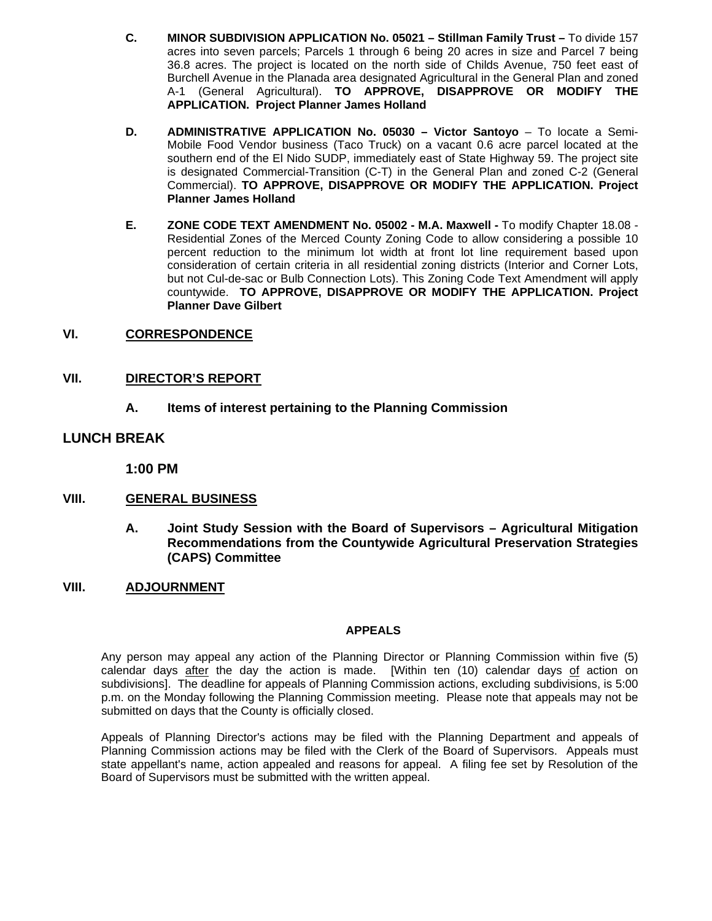**C. MINOR SUBDIVISION APPLICATION No. 05021 – Stillman Family Trust –** To divide 157 acres into seven parcels; Parcels 1 through 6 being 20 acres in size and Parcel 7 being 36.8 acres. The project is located on the north side of Childs Avenue, 750 feet east of Burchell Avenue in the Planada area designated Agricultural in the General Plan and zoned A-1 (General Agricultural). **TO APPROVE, DISAPPROVE OR MODIFY THE APPLICATION. Project Planner James Holland**

**D. ADMINISTRATIVE APPLICATION No. 05030 – Victor Santoyo** – To locate a Semi-Mobile Food Vendor business (Taco Truck) on a vacant 0.6 acre parcel located at the southern end of the El Nido SUDP, immediately east of State Highway 59. The project site is designated Commercial-Transition (C-T) in the General Plan and zoned C-2 (General Commercial). **TO APPROVE, DISAPPROVE OR MODIFY THE APPLICATION. Project Planner James Holland**

**E. ZONE CODE TEXT AMENDMENT No. 05002 - M.A. Maxwell -** To modify Chapter 18.08 - Residential Zones of the Merced County Zoning Code to allow considering a possible 10 percent reduction to the minimum lot width at front lot line requirement based upon consideration of certain criteria in all residential zoning districts (Interior and Corner Lots, but not Cul-de-sac or Bulb Connection Lots). This Zoning Code Text Amendment will apply countywide. **TO APPROVE, DISAPPROVE OR MODIFY THE APPLICATION. Project Planner Dave Gilbert**

## VI. CORRESPONDENCE

## VII. DIRECTOR'S REPORT

**A. Items of interest pertaining to the Planning Commission**

## LUNCH BREAK

**1:00 PM**

## VIII. GENERAL BUSINESS

**A. Joint Study Session with the Board of Supervisors – Agricultural Mitigation Recommendations from the Countywide Agricultural Preservation Strategies (CAPS) Committee**

## VIII. ADJOURNMENT

### APPEALS

Any person may appeal any action of the Planning Director or Planning Commission within five (5) calendar days after the day the action is made. [Within ten (10) calendar days of action on subdivisions]. The deadline for appeals of Planning Commission actions, excluding subdivisions, is 5:00 p.m. on the Monday following the Planning Commission meeting. Please note that appeals may not be submitted on days that the County is officially closed.

Appeals of Planning Director's actions may be filed with the Planning Department and appeals of Planning Commission actions may be filed with the Clerk of the Board of Supervisors. Appeals must state appellant's name, action appealed and reasons for appeal. A filing fee set by Resolution of the Board of Supervisors must be submitted with the written appeal.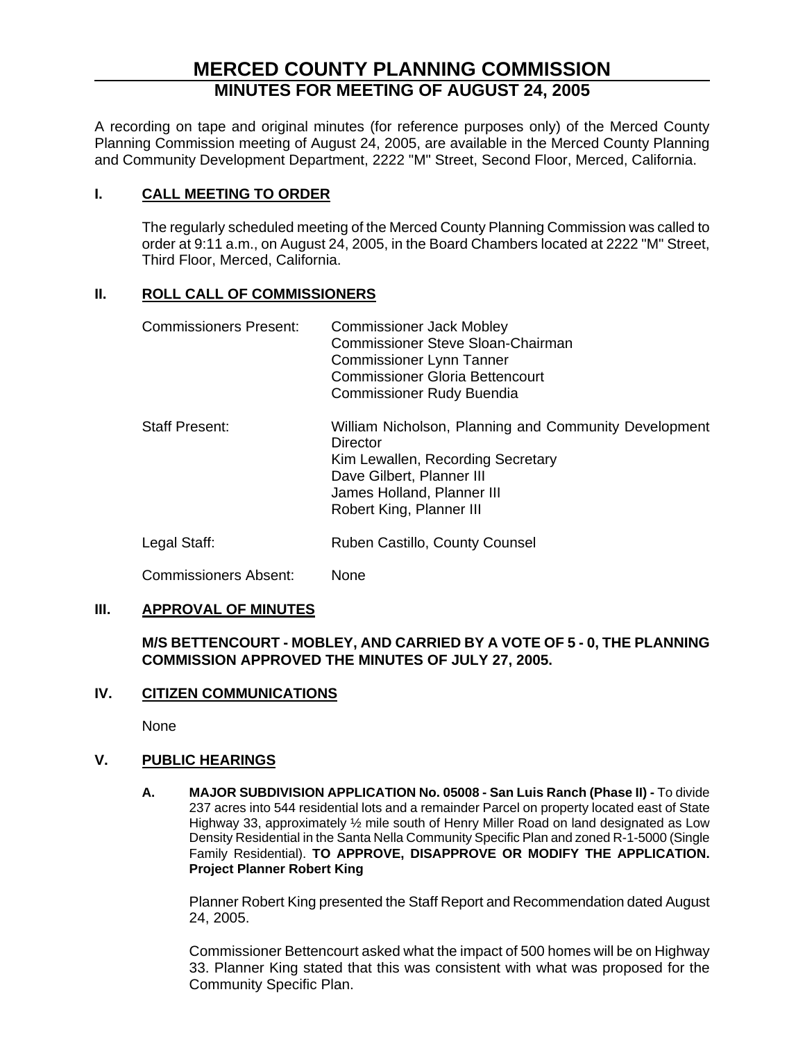# MERCED COUNTY PLANNING COMMISSION
## MINUTES FOR MEETING OF AUGUST 24, 2005

A recording on tape and original minutes (for reference purposes only) of the Merced County Planning Commission meeting of August 24, 2005, are available in the Merced County Planning and Community Development Department, 2222 "M" Street, Second Floor, Merced, California.

### I. CALL MEETING TO ORDER

The regularly scheduled meeting of the Merced County Planning Commission was called to order at 9:11 a.m., on August 24, 2005, in the Board Chambers located at 2222 "M" Street, Third Floor, Merced, California.

### II. ROLL CALL OF COMMISSIONERS

| | |
|---|---|
| Commissioners Present: | Commissioner Jack Mobley<br>Commissioner Steve Sloan-Chairman<br>Commissioner Lynn Tanner<br>Commissioner Gloria Bettencourt<br>Commissioner Rudy Buendia |
| Staff Present: | William Nicholson, Planning and Community Development Director<br>Kim Lewallen, Recording Secretary<br>Dave Gilbert, Planner III<br>James Holland, Planner III<br>Robert King, Planner III |
| Legal Staff: | Ruben Castillo, County Counsel |
| Commissioners Absent: | None |

### III. APPROVAL OF MINUTES

**M/S BETTENCOURT - MOBLEY, AND CARRIED BY A VOTE OF 5 - 0, THE PLANNING COMMISSION APPROVED THE MINUTES OF JULY 27, 2005.**

### IV. CITIZEN COMMUNICATIONS

None

### V. PUBLIC HEARINGS

**A. MAJOR SUBDIVISION APPLICATION No. 05008 - San Luis Ranch (Phase II) -** To divide 237 acres into 544 residential lots and a remainder Parcel on property located east of State Highway 33, approximately ½ mile south of Henry Miller Road on land designated as Low Density Residential in the Santa Nella Community Specific Plan and zoned R-1-5000 (Single Family Residential). **TO APPROVE, DISAPPROVE OR MODIFY THE APPLICATION. Project Planner Robert King**

Planner Robert King presented the Staff Report and Recommendation dated August 24, 2005.

Commissioner Bettencourt asked what the impact of 500 homes will be on Highway 33. Planner King stated that this was consistent with what was proposed for the Community Specific Plan.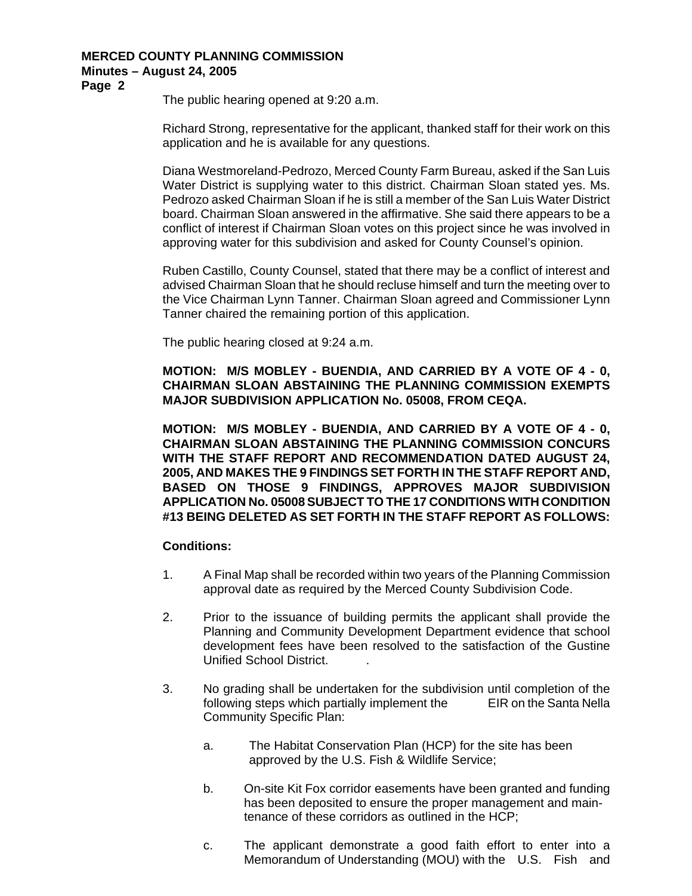The public hearing opened at 9:20 a.m.

Richard Strong, representative for the applicant, thanked staff for their work on this application and he is available for any questions.

Diana Westmoreland-Pedrozo, Merced County Farm Bureau, asked if the San Luis Water District is supplying water to this district. Chairman Sloan stated yes. Ms. Pedrozo asked Chairman Sloan if he is still a member of the San Luis Water District board. Chairman Sloan answered in the affirmative. She said there appears to be a conflict of interest if Chairman Sloan votes on this project since he was involved in approving water for this subdivision and asked for County Counsel's opinion.

Ruben Castillo, County Counsel, stated that there may be a conflict of interest and advised Chairman Sloan that he should recluse himself and turn the meeting over to the Vice Chairman Lynn Tanner. Chairman Sloan agreed and Commissioner Lynn Tanner chaired the remaining portion of this application.

The public hearing closed at 9:24 a.m.

**MOTION: M/S MOBLEY - BUENDIA, AND CARRIED BY A VOTE OF 4 - 0, CHAIRMAN SLOAN ABSTAINING THE PLANNING COMMISSION EXEMPTS MAJOR SUBDIVISION APPLICATION No. 05008, FROM CEQA.**

**MOTION: M/S MOBLEY - BUENDIA, AND CARRIED BY A VOTE OF 4 - 0, CHAIRMAN SLOAN ABSTAINING THE PLANNING COMMISSION CONCURS WITH THE STAFF REPORT AND RECOMMENDATION DATED AUGUST 24, 2005, AND MAKES THE 9 FINDINGS SET FORTH IN THE STAFF REPORT AND, BASED ON THOSE 9 FINDINGS, APPROVES MAJOR SUBDIVISION APPLICATION No. 05008 SUBJECT TO THE 17 CONDITIONS WITH CONDITION #13 BEING DELETED AS SET FORTH IN THE STAFF REPORT AS FOLLOWS:**

**Conditions:**

1. A Final Map shall be recorded within two years of the Planning Commission approval date as required by the Merced County Subdivision Code.

2. Prior to the issuance of building permits the applicant shall provide the Planning and Community Development Department evidence that school development fees have been resolved to the satisfaction of the Gustine Unified School District. .

3. No grading shall be undertaken for the subdivision until completion of the following steps which partially implement the EIR on the Santa Nella Community Specific Plan:

   a. The Habitat Conservation Plan (HCP) for the site has been approved by the U.S. Fish & Wildlife Service;

   b. On-site Kit Fox corridor easements have been granted and funding has been deposited to ensure the proper management and maintenance of these corridors as outlined in the HCP;

   c. The applicant demonstrate a good faith effort to enter into a Memorandum of Understanding (MOU) with the U.S. Fish and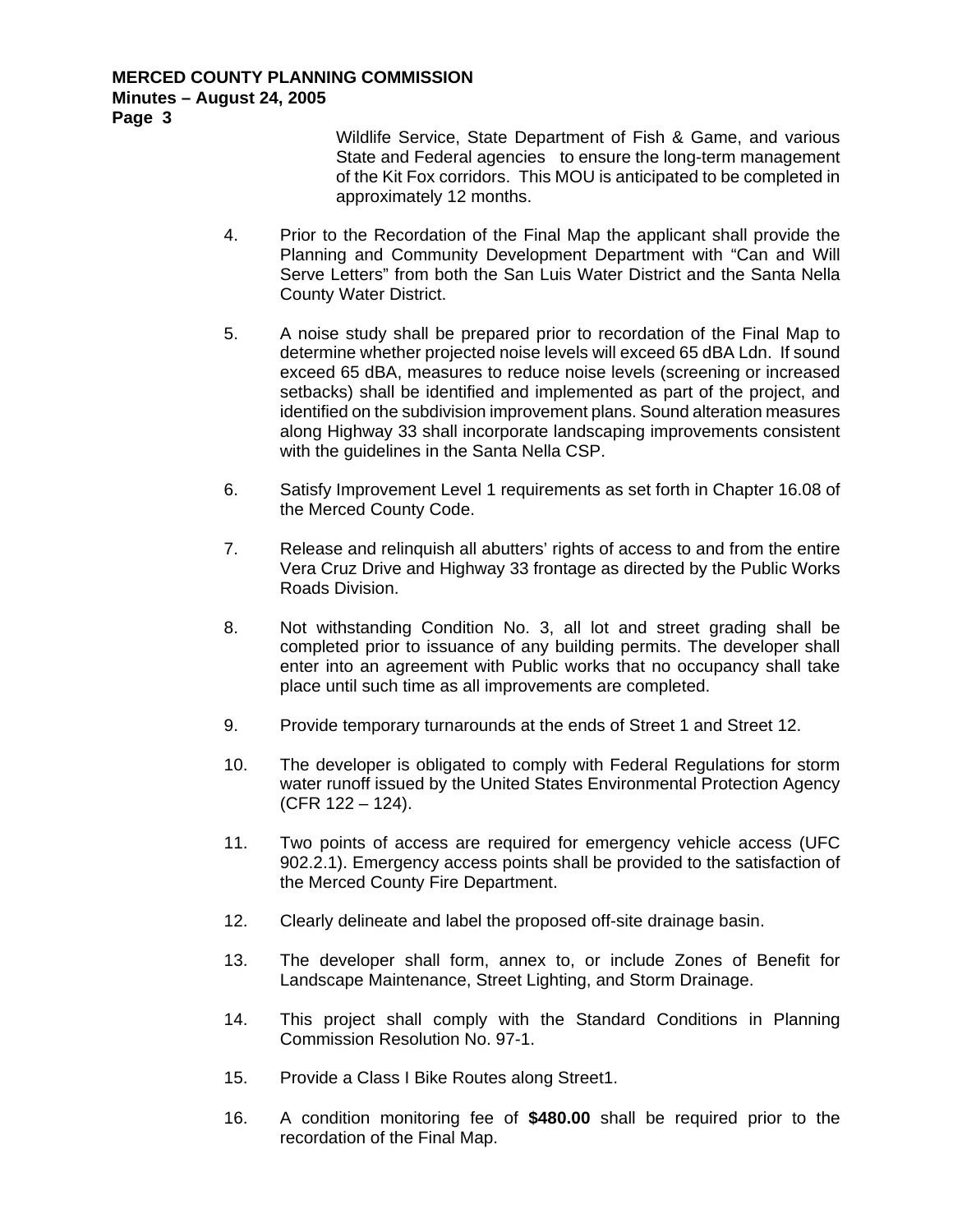Wildlife Service, State Department of Fish & Game, and various State and Federal agencies to ensure the long-term management of the Kit Fox corridors. This MOU is anticipated to be completed in approximately 12 months.

4. Prior to the Recordation of the Final Map the applicant shall provide the Planning and Community Development Department with "Can and Will Serve Letters" from both the San Luis Water District and the Santa Nella County Water District.

5. A noise study shall be prepared prior to recordation of the Final Map to determine whether projected noise levels will exceed 65 dBA Ldn. If sound exceed 65 dBA, measures to reduce noise levels (screening or increased setbacks) shall be identified and implemented as part of the project, and identified on the subdivision improvement plans. Sound alteration measures along Highway 33 shall incorporate landscaping improvements consistent with the guidelines in the Santa Nella CSP.

6. Satisfy Improvement Level 1 requirements as set forth in Chapter 16.08 of the Merced County Code.

7. Release and relinquish all abutters' rights of access to and from the entire Vera Cruz Drive and Highway 33 frontage as directed by the Public Works Roads Division.

8. Not withstanding Condition No. 3, all lot and street grading shall be completed prior to issuance of any building permits. The developer shall enter into an agreement with Public works that no occupancy shall take place until such time as all improvements are completed.

9. Provide temporary turnarounds at the ends of Street 1 and Street 12.

10. The developer is obligated to comply with Federal Regulations for storm water runoff issued by the United States Environmental Protection Agency (CFR 122 – 124).

11. Two points of access are required for emergency vehicle access (UFC 902.2.1). Emergency access points shall be provided to the satisfaction of the Merced County Fire Department.

12. Clearly delineate and label the proposed off-site drainage basin.

13. The developer shall form, annex to, or include Zones of Benefit for Landscape Maintenance, Street Lighting, and Storm Drainage.

14. This project shall comply with the Standard Conditions in Planning Commission Resolution No. 97-1.

15. Provide a Class I Bike Routes along Street1.

16. A condition monitoring fee of **$480.00** shall be required prior to the recordation of the Final Map.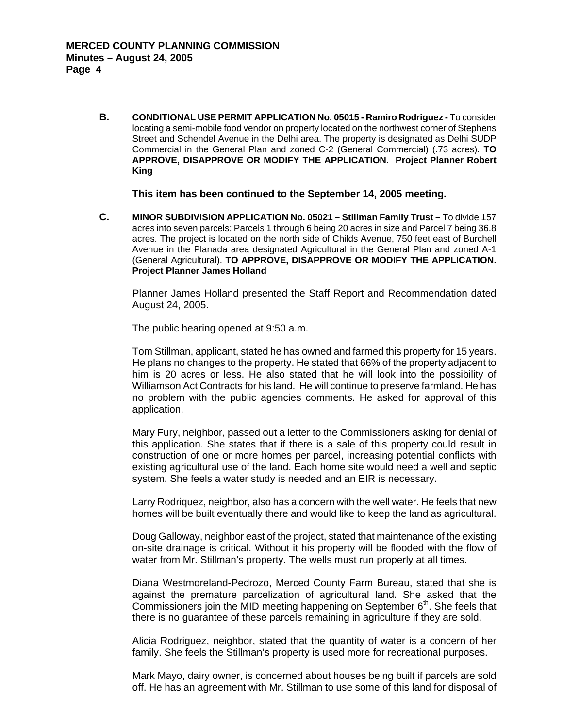**B. CONDITIONAL USE PERMIT APPLICATION No. 05015 - Ramiro Rodriguez -** To consider locating a semi-mobile food vendor on property located on the northwest corner of Stephens Street and Schendel Avenue in the Delhi area. The property is designated as Delhi SUDP Commercial in the General Plan and zoned C-2 (General Commercial) (.73 acres). **TO APPROVE, DISAPPROVE OR MODIFY THE APPLICATION. Project Planner Robert King**

**This item has been continued to the September 14, 2005 meeting.**

**C. MINOR SUBDIVISION APPLICATION No. 05021 – Stillman Family Trust –** To divide 157 acres into seven parcels; Parcels 1 through 6 being 20 acres in size and Parcel 7 being 36.8 acres. The project is located on the north side of Childs Avenue, 750 feet east of Burchell Avenue in the Planada area designated Agricultural in the General Plan and zoned A-1 (General Agricultural). **TO APPROVE, DISAPPROVE OR MODIFY THE APPLICATION. Project Planner James Holland**

Planner James Holland presented the Staff Report and Recommendation dated August 24, 2005.

The public hearing opened at 9:50 a.m.

Tom Stillman, applicant, stated he has owned and farmed this property for 15 years. He plans no changes to the property. He stated that 66% of the property adjacent to him is 20 acres or less. He also stated that he will look into the possibility of Williamson Act Contracts for his land. He will continue to preserve farmland. He has no problem with the public agencies comments. He asked for approval of this application.

Mary Fury, neighbor, passed out a letter to the Commissioners asking for denial of this application. She states that if there is a sale of this property could result in construction of one or more homes per parcel, increasing potential conflicts with existing agricultural use of the land. Each home site would need a well and septic system. She feels a water study is needed and an EIR is necessary.

Larry Rodriquez, neighbor, also has a concern with the well water. He feels that new homes will be built eventually there and would like to keep the land as agricultural.

Doug Galloway, neighbor east of the project, stated that maintenance of the existing on-site drainage is critical. Without it his property will be flooded with the flow of water from Mr. Stillman's property. The wells must run properly at all times.

Diana Westmoreland-Pedrozo, Merced County Farm Bureau, stated that she is against the premature parcelization of agricultural land. She asked that the Commissioners join the MID meeting happening on September 6th. She feels that there is no guarantee of these parcels remaining in agriculture if they are sold.

Alicia Rodriguez, neighbor, stated that the quantity of water is a concern of her family. She feels the Stillman's property is used more for recreational purposes.

Mark Mayo, dairy owner, is concerned about houses being built if parcels are sold off. He has an agreement with Mr. Stillman to use some of this land for disposal of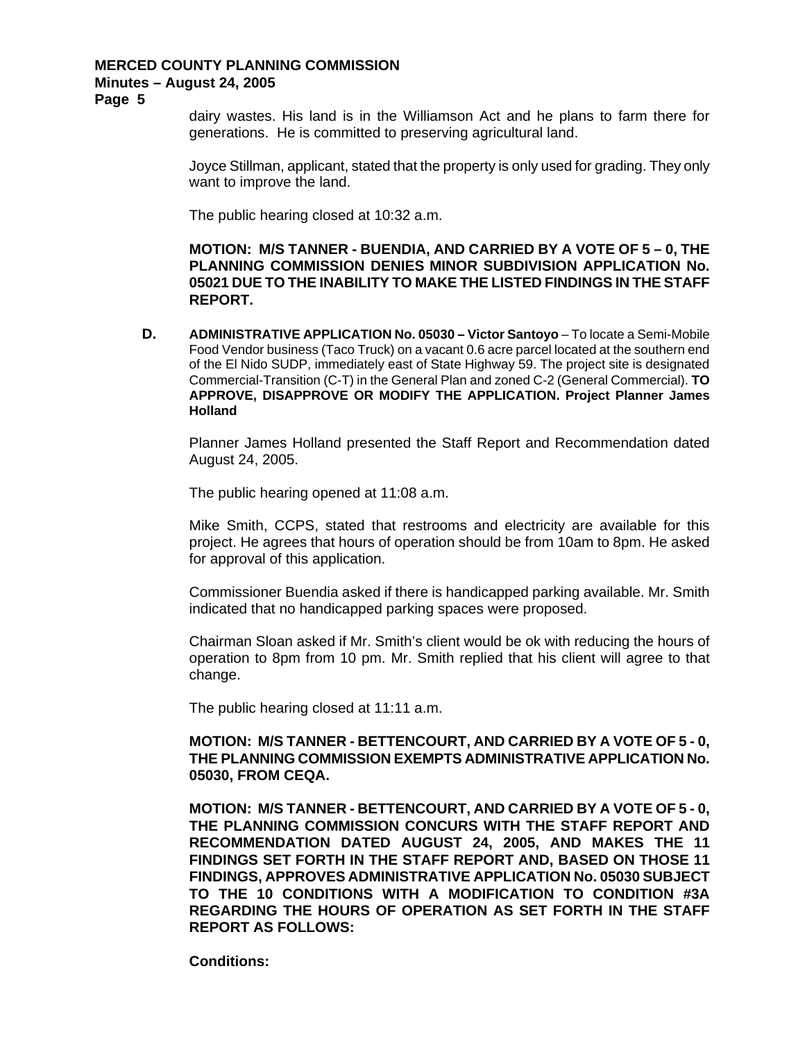dairy wastes. His land is in the Williamson Act and he plans to farm there for generations. He is committed to preserving agricultural land.

Joyce Stillman, applicant, stated that the property is only used for grading. They only want to improve the land.

The public hearing closed at 10:32 a.m.

**MOTION: M/S TANNER - BUENDIA, AND CARRIED BY A VOTE OF 5 – 0, THE PLANNING COMMISSION DENIES MINOR SUBDIVISION APPLICATION No. 05021 DUE TO THE INABILITY TO MAKE THE LISTED FINDINGS IN THE STAFF REPORT.**

**D. ADMINISTRATIVE APPLICATION No. 05030 – Victor Santoyo** – To locate a Semi-Mobile Food Vendor business (Taco Truck) on a vacant 0.6 acre parcel located at the southern end of the El Nido SUDP, immediately east of State Highway 59. The project site is designated Commercial-Transition (C-T) in the General Plan and zoned C-2 (General Commercial). **TO APPROVE, DISAPPROVE OR MODIFY THE APPLICATION. Project Planner James Holland**

Planner James Holland presented the Staff Report and Recommendation dated August 24, 2005.

The public hearing opened at 11:08 a.m.

Mike Smith, CCPS, stated that restrooms and electricity are available for this project. He agrees that hours of operation should be from 10am to 8pm. He asked for approval of this application.

Commissioner Buendia asked if there is handicapped parking available. Mr. Smith indicated that no handicapped parking spaces were proposed.

Chairman Sloan asked if Mr. Smith's client would be ok with reducing the hours of operation to 8pm from 10 pm. Mr. Smith replied that his client will agree to that change.

The public hearing closed at 11:11 a.m.

**MOTION: M/S TANNER - BETTENCOURT, AND CARRIED BY A VOTE OF 5 - 0, THE PLANNING COMMISSION EXEMPTS ADMINISTRATIVE APPLICATION No. 05030, FROM CEQA.**

**MOTION: M/S TANNER - BETTENCOURT, AND CARRIED BY A VOTE OF 5 - 0, THE PLANNING COMMISSION CONCURS WITH THE STAFF REPORT AND RECOMMENDATION DATED AUGUST 24, 2005, AND MAKES THE 11 FINDINGS SET FORTH IN THE STAFF REPORT AND, BASED ON THOSE 11 FINDINGS, APPROVES ADMINISTRATIVE APPLICATION No. 05030 SUBJECT TO THE 10 CONDITIONS WITH A MODIFICATION TO CONDITION #3A REGARDING THE HOURS OF OPERATION AS SET FORTH IN THE STAFF REPORT AS FOLLOWS:**

**Conditions:**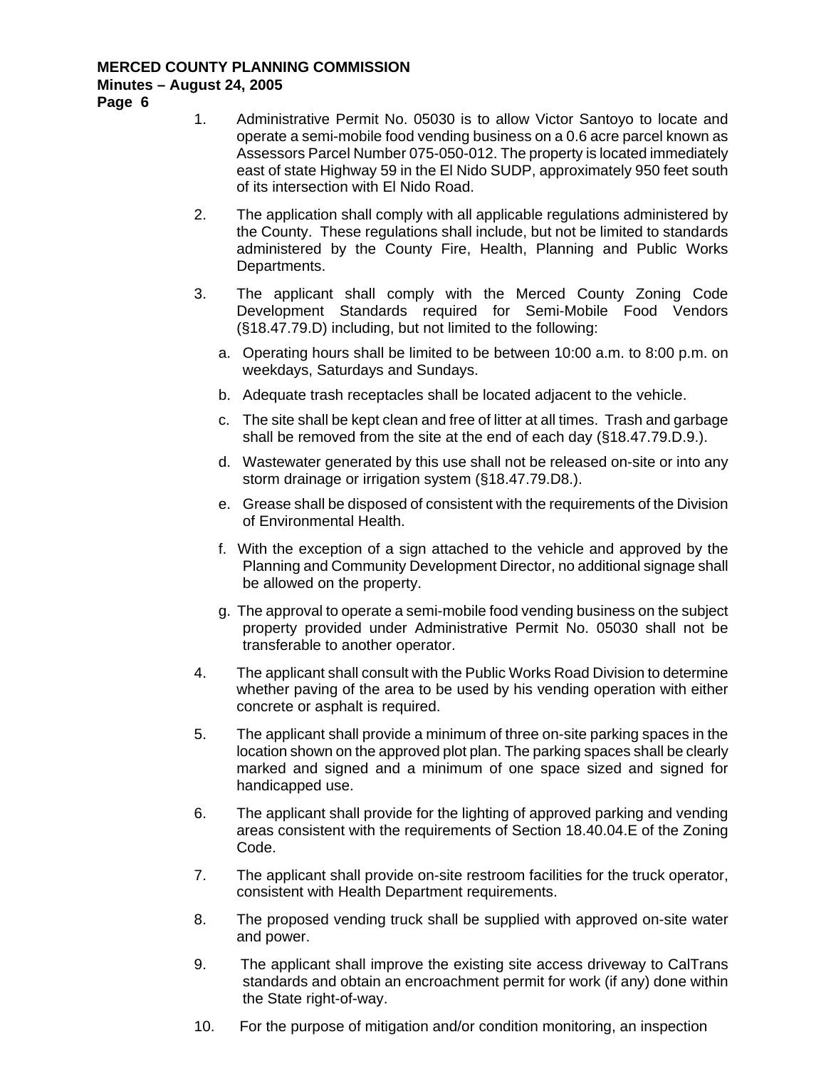1. Administrative Permit No. 05030 is to allow Victor Santoyo to locate and operate a semi-mobile food vending business on a 0.6 acre parcel known as Assessors Parcel Number 075-050-012. The property is located immediately east of state Highway 59 in the El Nido SUDP, approximately 950 feet south of its intersection with El Nido Road.

2. The application shall comply with all applicable regulations administered by the County. These regulations shall include, but not be limited to standards administered by the County Fire, Health, Planning and Public Works Departments.

3. The applicant shall comply with the Merced County Zoning Code Development Standards required for Semi-Mobile Food Vendors (§18.47.79.D) including, but not limited to the following:

   a. Operating hours shall be limited to be between 10:00 a.m. to 8:00 p.m. on weekdays, Saturdays and Sundays.

   b. Adequate trash receptacles shall be located adjacent to the vehicle.

   c. The site shall be kept clean and free of litter at all times. Trash and garbage shall be removed from the site at the end of each day (§18.47.79.D.9.).

   d. Wastewater generated by this use shall not be released on-site or into any storm drainage or irrigation system (§18.47.79.D8.).

   e. Grease shall be disposed of consistent with the requirements of the Division of Environmental Health.

   f. With the exception of a sign attached to the vehicle and approved by the Planning and Community Development Director, no additional signage shall be allowed on the property.

   g. The approval to operate a semi-mobile food vending business on the subject property provided under Administrative Permit No. 05030 shall not be transferable to another operator.

4. The applicant shall consult with the Public Works Road Division to determine whether paving of the area to be used by his vending operation with either concrete or asphalt is required.

5. The applicant shall provide a minimum of three on-site parking spaces in the location shown on the approved plot plan. The parking spaces shall be clearly marked and signed and a minimum of one space sized and signed for handicapped use.

6. The applicant shall provide for the lighting of approved parking and vending areas consistent with the requirements of Section 18.40.04.E of the Zoning Code.

7. The applicant shall provide on-site restroom facilities for the truck operator, consistent with Health Department requirements.

8. The proposed vending truck shall be supplied with approved on-site water and power.

9. The applicant shall improve the existing site access driveway to CalTrans standards and obtain an encroachment permit for work (if any) done within the State right-of-way.

10. For the purpose of mitigation and/or condition monitoring, an inspection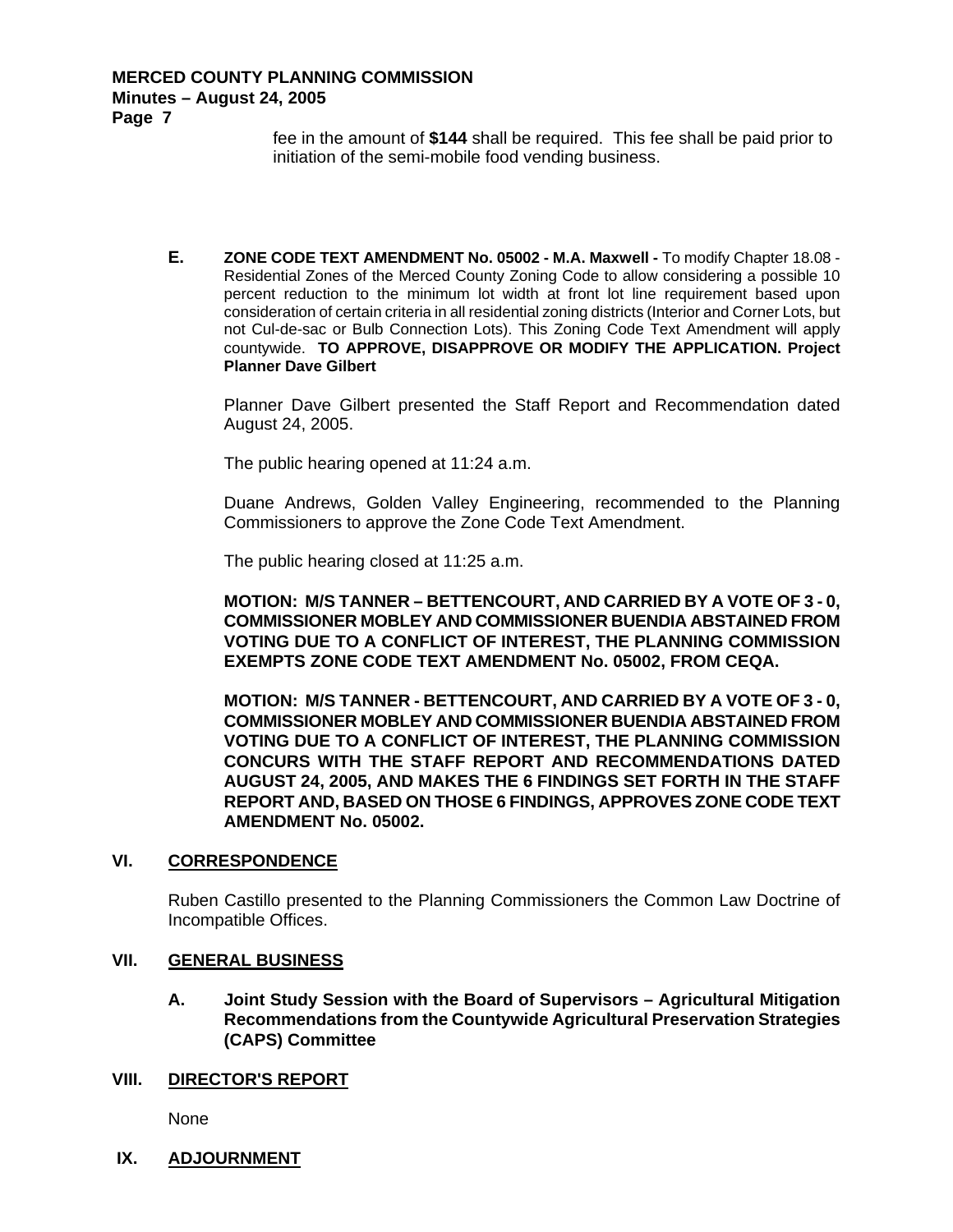fee in the amount of **$144** shall be required. This fee shall be paid prior to initiation of the semi-mobile food vending business.

**E. ZONE CODE TEXT AMENDMENT No. 05002 - M.A. Maxwell -** To modify Chapter 18.08 - Residential Zones of the Merced County Zoning Code to allow considering a possible 10 percent reduction to the minimum lot width at front lot line requirement based upon consideration of certain criteria in all residential zoning districts (Interior and Corner Lots, but not Cul-de-sac or Bulb Connection Lots). This Zoning Code Text Amendment will apply countywide. **TO APPROVE, DISAPPROVE OR MODIFY THE APPLICATION. Project Planner Dave Gilbert**

Planner Dave Gilbert presented the Staff Report and Recommendation dated August 24, 2005.

The public hearing opened at 11:24 a.m.

Duane Andrews, Golden Valley Engineering, recommended to the Planning Commissioners to approve the Zone Code Text Amendment.

The public hearing closed at 11:25 a.m.

**MOTION: M/S TANNER – BETTENCOURT, AND CARRIED BY A VOTE OF 3 - 0, COMMISSIONER MOBLEY AND COMMISSIONER BUENDIA ABSTAINED FROM VOTING DUE TO A CONFLICT OF INTEREST, THE PLANNING COMMISSION EXEMPTS ZONE CODE TEXT AMENDMENT No. 05002, FROM CEQA.**

**MOTION: M/S TANNER - BETTENCOURT, AND CARRIED BY A VOTE OF 3 - 0, COMMISSIONER MOBLEY AND COMMISSIONER BUENDIA ABSTAINED FROM VOTING DUE TO A CONFLICT OF INTEREST, THE PLANNING COMMISSION CONCURS WITH THE STAFF REPORT AND RECOMMENDATIONS DATED AUGUST 24, 2005, AND MAKES THE 6 FINDINGS SET FORTH IN THE STAFF REPORT AND, BASED ON THOSE 6 FINDINGS, APPROVES ZONE CODE TEXT AMENDMENT No. 05002.**

## VI. CORRESPONDENCE

Ruben Castillo presented to the Planning Commissioners the Common Law Doctrine of Incompatible Offices.

## VII. GENERAL BUSINESS

**A. Joint Study Session with the Board of Supervisors – Agricultural Mitigation Recommendations from the Countywide Agricultural Preservation Strategies (CAPS) Committee**

## VIII. DIRECTOR'S REPORT

None

## IX. ADJOURNMENT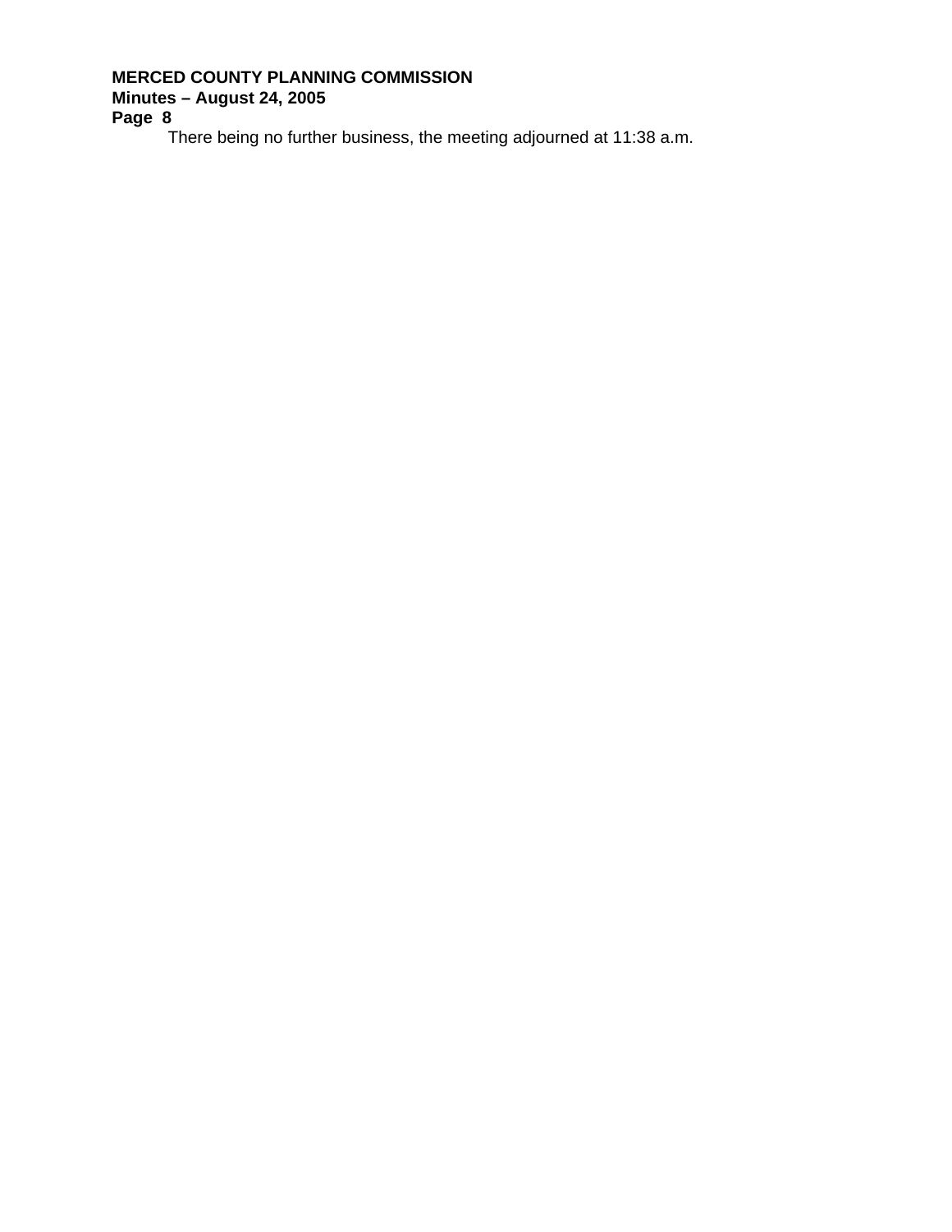There being no further business, the meeting adjourned at 11:38 a.m.